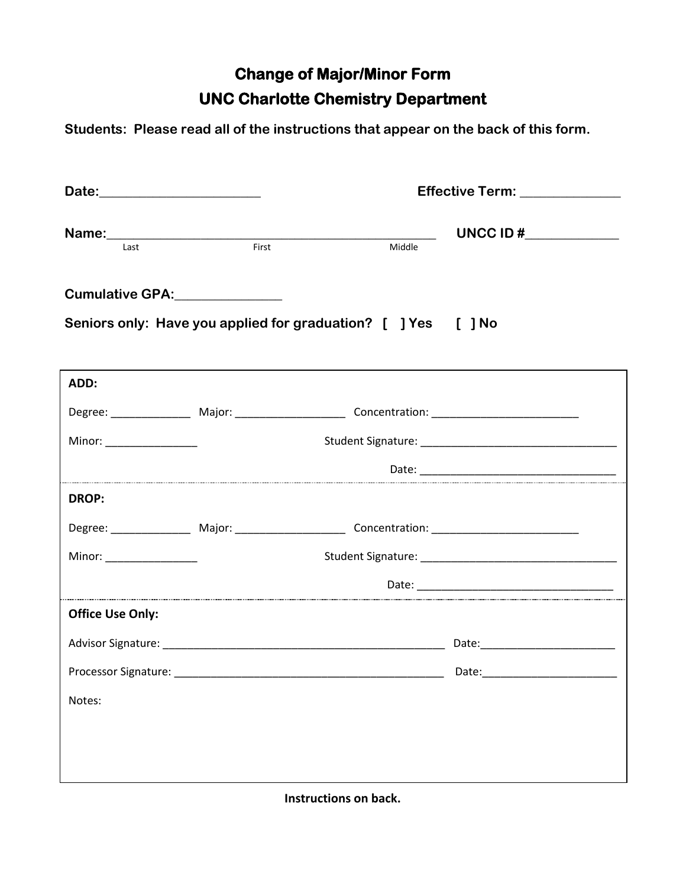# Change of Major/Minor Form

## UNC Charlotte Chemistry Department

**Students: Please read all of the instructions that appear on the back of this form.**

**Date:**________________________ **Effective Term:** ______________

**Name:**________________________________________________ **UNCC ID #**_____________
Last First Middle

**Cumulative GPA:**_______________

**Seniors only: Have you applied for graduation? [ ] Yes [ ] No**

---

**ADD:**

Degree: _____________ Major: __________________ Concentration: ________________________

Minor: _______________ Student Signature: ________________________________

Date: ________________________________

---

**DROP:**

Degree: _____________ Major: __________________ Concentration: ________________________

Minor: _______________ Student Signature: ________________________________

Date: ________________________________

---

**Office Use Only:**

Advisor Signature: ______________________________________________ Date:_____________________

Processor Signature: _____________________________________________ Date:_____________________

Notes:

---

**Instructions on back.**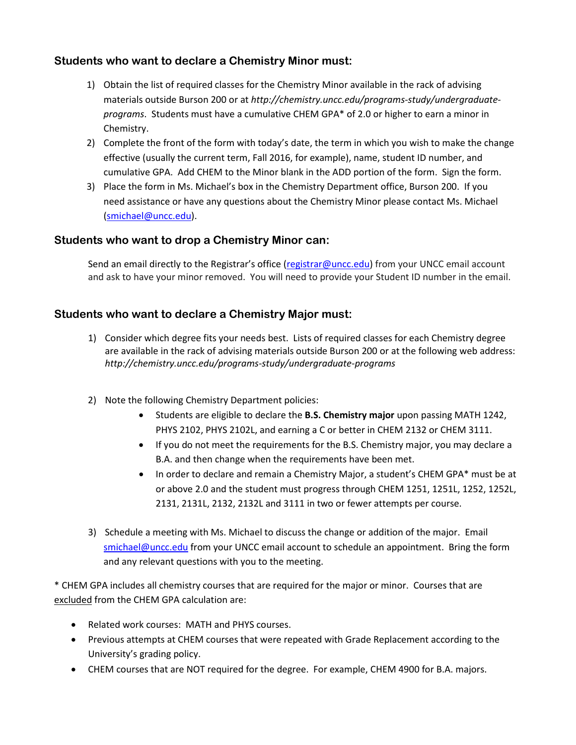## Students who want to declare a Chemistry Minor must:

1) Obtain the list of required classes for the Chemistry Minor available in the rack of advising materials outside Burson 200 or at *http://chemistry.uncc.edu/programs-study/undergraduate-programs*. Students must have a cumulative CHEM GPA* of 2.0 or higher to earn a minor in Chemistry.
2) Complete the front of the form with today's date, the term in which you wish to make the change effective (usually the current term, Fall 2016, for example), name, student ID number, and cumulative GPA. Add CHEM to the Minor blank in the ADD portion of the form. Sign the form.
3) Place the form in Ms. Michael's box in the Chemistry Department office, Burson 200. If you need assistance or have any questions about the Chemistry Minor please contact Ms. Michael (smichael@uncc.edu).

## Students who want to drop a Chemistry Minor can:

Send an email directly to the Registrar's office (registrar@uncc.edu) from your UNCC email account and ask to have your minor removed. You will need to provide your Student ID number in the email.

## Students who want to declare a Chemistry Major must:

1) Consider which degree fits your needs best. Lists of required classes for each Chemistry degree are available in the rack of advising materials outside Burson 200 or at the following web address: *http://chemistry.uncc.edu/programs-study/undergraduate-programs*

2) Note the following Chemistry Department policies:
   - Students are eligible to declare the **B.S. Chemistry major** upon passing MATH 1242, PHYS 2102, PHYS 2102L, and earning a C or better in CHEM 2132 or CHEM 3111.
   - If you do not meet the requirements for the B.S. Chemistry major, you may declare a B.A. and then change when the requirements have been met.
   - In order to declare and remain a Chemistry Major, a student's CHEM GPA* must be at or above 2.0 and the student must progress through CHEM 1251, 1251L, 1252, 1252L, 2131, 2131L, 2132, 2132L and 3111 in two or fewer attempts per course.

3) Schedule a meeting with Ms. Michael to discuss the change or addition of the major. Email smichael@uncc.edu from your UNCC email account to schedule an appointment. Bring the form and any relevant questions with you to the meeting.

* CHEM GPA includes all chemistry courses that are required for the major or minor. Courses that are excluded from the CHEM GPA calculation are:

- Related work courses: MATH and PHYS courses.
- Previous attempts at CHEM courses that were repeated with Grade Replacement according to the University's grading policy.
- CHEM courses that are NOT required for the degree. For example, CHEM 4900 for B.A. majors.